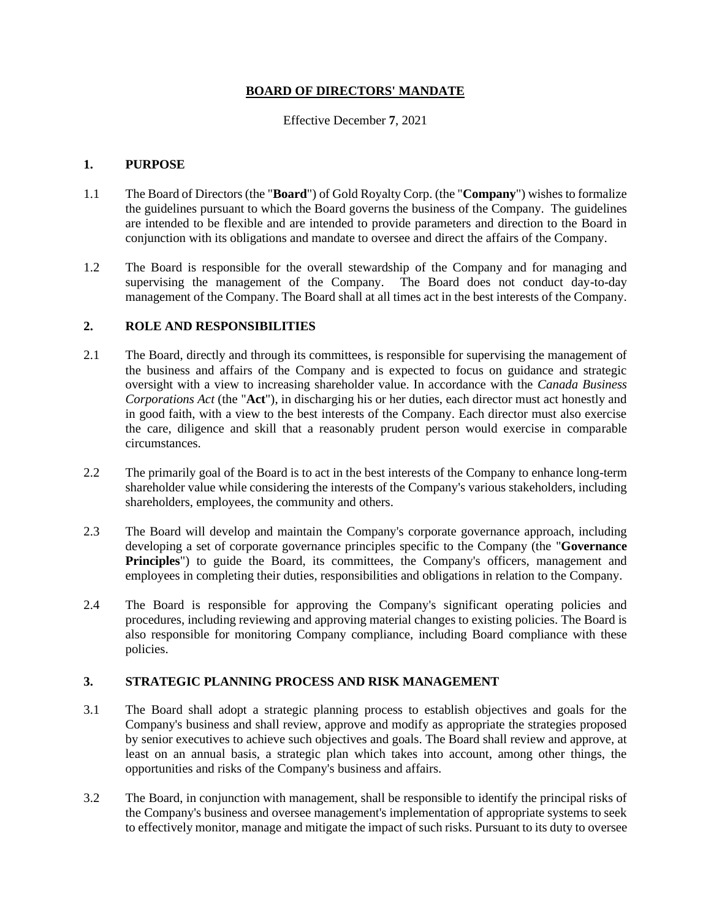# BOARD OF DIRECTORS' MANDATE

Effective December **7**, 2021

## 1. PURPOSE

1.1 The Board of Directors (the "**Board**") of Gold Royalty Corp. (the "**Company**") wishes to formalize the guidelines pursuant to which the Board governs the business of the Company. The guidelines are intended to be flexible and are intended to provide parameters and direction to the Board in conjunction with its obligations and mandate to oversee and direct the affairs of the Company.

1.2 The Board is responsible for the overall stewardship of the Company and for managing and supervising the management of the Company. The Board does not conduct day-to-day management of the Company. The Board shall at all times act in the best interests of the Company.

## 2. ROLE AND RESPONSIBILITIES

2.1 The Board, directly and through its committees, is responsible for supervising the management of the business and affairs of the Company and is expected to focus on guidance and strategic oversight with a view to increasing shareholder value. In accordance with the *Canada Business Corporations Act* (the "**Act**"), in discharging his or her duties, each director must act honestly and in good faith, with a view to the best interests of the Company. Each director must also exercise the care, diligence and skill that a reasonably prudent person would exercise in comparable circumstances.

2.2 The primarily goal of the Board is to act in the best interests of the Company to enhance long-term shareholder value while considering the interests of the Company's various stakeholders, including shareholders, employees, the community and others.

2.3 The Board will develop and maintain the Company's corporate governance approach, including developing a set of corporate governance principles specific to the Company (the "**Governance Principles**") to guide the Board, its committees, the Company's officers, management and employees in completing their duties, responsibilities and obligations in relation to the Company.

2.4 The Board is responsible for approving the Company's significant operating policies and procedures, including reviewing and approving material changes to existing policies. The Board is also responsible for monitoring Company compliance, including Board compliance with these policies.

## 3. STRATEGIC PLANNING PROCESS AND RISK MANAGEMENT

3.1 The Board shall adopt a strategic planning process to establish objectives and goals for the Company's business and shall review, approve and modify as appropriate the strategies proposed by senior executives to achieve such objectives and goals. The Board shall review and approve, at least on an annual basis, a strategic plan which takes into account, among other things, the opportunities and risks of the Company's business and affairs.

3.2 The Board, in conjunction with management, shall be responsible to identify the principal risks of the Company's business and oversee management's implementation of appropriate systems to seek to effectively monitor, manage and mitigate the impact of such risks. Pursuant to its duty to oversee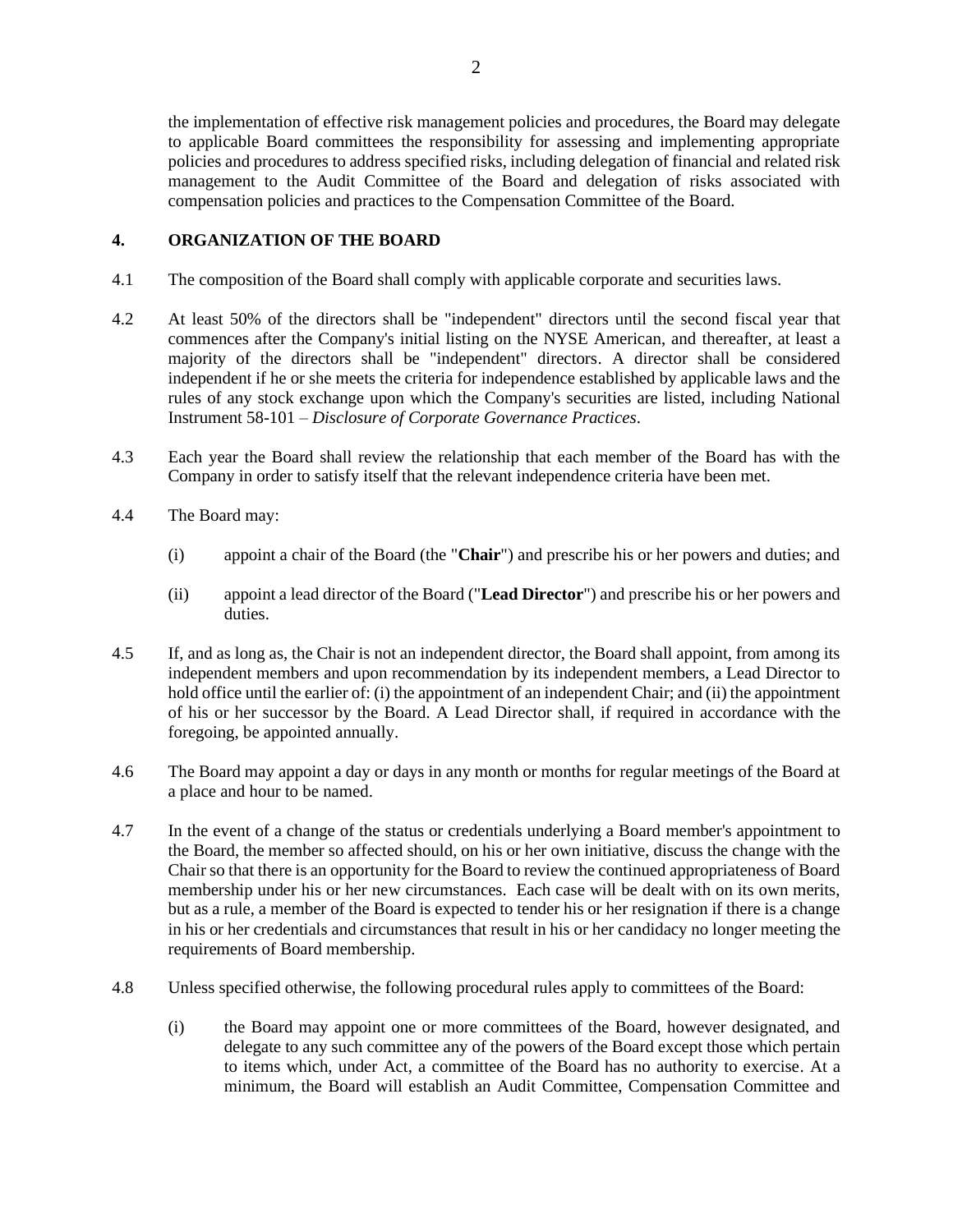the implementation of effective risk management policies and procedures, the Board may delegate to applicable Board committees the responsibility for assessing and implementing appropriate policies and procedures to address specified risks, including delegation of financial and related risk management to the Audit Committee of the Board and delegation of risks associated with compensation policies and practices to the Compensation Committee of the Board.

## 4. ORGANIZATION OF THE BOARD

4.1 The composition of the Board shall comply with applicable corporate and securities laws.

4.2 At least 50% of the directors shall be "independent" directors until the second fiscal year that commences after the Company's initial listing on the NYSE American, and thereafter, at least a majority of the directors shall be "independent" directors. A director shall be considered independent if he or she meets the criteria for independence established by applicable laws and the rules of any stock exchange upon which the Company's securities are listed, including National Instrument 58-101 – *Disclosure of Corporate Governance Practices*.

4.3 Each year the Board shall review the relationship that each member of the Board has with the Company in order to satisfy itself that the relevant independence criteria have been met.

4.4 The Board may:

(i) appoint a chair of the Board (the "**Chair**") and prescribe his or her powers and duties; and

(ii) appoint a lead director of the Board ("**Lead Director**") and prescribe his or her powers and duties.

4.5 If, and as long as, the Chair is not an independent director, the Board shall appoint, from among its independent members and upon recommendation by its independent members, a Lead Director to hold office until the earlier of: (i) the appointment of an independent Chair; and (ii) the appointment of his or her successor by the Board. A Lead Director shall, if required in accordance with the foregoing, be appointed annually.

4.6 The Board may appoint a day or days in any month or months for regular meetings of the Board at a place and hour to be named.

4.7 In the event of a change of the status or credentials underlying a Board member's appointment to the Board, the member so affected should, on his or her own initiative, discuss the change with the Chair so that there is an opportunity for the Board to review the continued appropriateness of Board membership under his or her new circumstances. Each case will be dealt with on its own merits, but as a rule, a member of the Board is expected to tender his or her resignation if there is a change in his or her credentials and circumstances that result in his or her candidacy no longer meeting the requirements of Board membership.

4.8 Unless specified otherwise, the following procedural rules apply to committees of the Board:

(i) the Board may appoint one or more committees of the Board, however designated, and delegate to any such committee any of the powers of the Board except those which pertain to items which, under Act, a committee of the Board has no authority to exercise. At a minimum, the Board will establish an Audit Committee, Compensation Committee and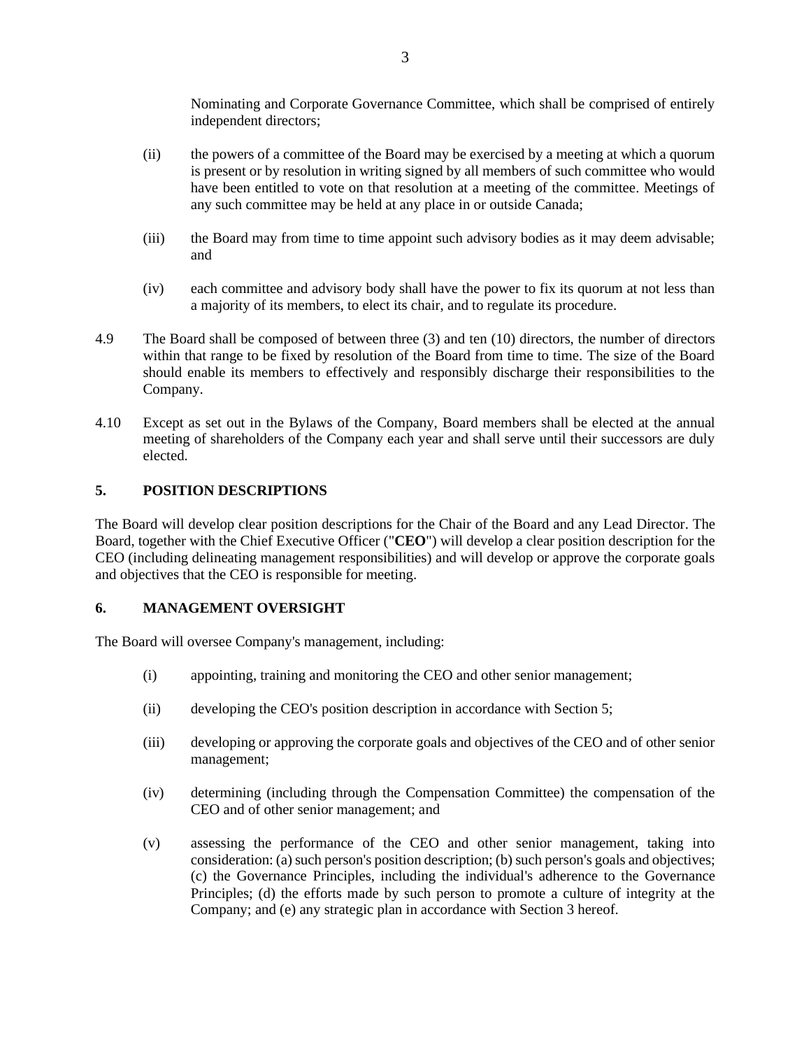Nominating and Corporate Governance Committee, which shall be comprised of entirely independent directors;

(ii) the powers of a committee of the Board may be exercised by a meeting at which a quorum is present or by resolution in writing signed by all members of such committee who would have been entitled to vote on that resolution at a meeting of the committee. Meetings of any such committee may be held at any place in or outside Canada;

(iii) the Board may from time to time appoint such advisory bodies as it may deem advisable; and

(iv) each committee and advisory body shall have the power to fix its quorum at not less than a majority of its members, to elect its chair, and to regulate its procedure.

4.9 The Board shall be composed of between three (3) and ten (10) directors, the number of directors within that range to be fixed by resolution of the Board from time to time. The size of the Board should enable its members to effectively and responsibly discharge their responsibilities to the Company.

4.10 Except as set out in the Bylaws of the Company, Board members shall be elected at the annual meeting of shareholders of the Company each year and shall serve until their successors are duly elected.

## 5. POSITION DESCRIPTIONS

The Board will develop clear position descriptions for the Chair of the Board and any Lead Director. The Board, together with the Chief Executive Officer ("**CEO**") will develop a clear position description for the CEO (including delineating management responsibilities) and will develop or approve the corporate goals and objectives that the CEO is responsible for meeting.

## 6. MANAGEMENT OVERSIGHT

The Board will oversee Company's management, including:

(i) appointing, training and monitoring the CEO and other senior management;

(ii) developing the CEO's position description in accordance with Section 5;

(iii) developing or approving the corporate goals and objectives of the CEO and of other senior management;

(iv) determining (including through the Compensation Committee) the compensation of the CEO and of other senior management; and

(v) assessing the performance of the CEO and other senior management, taking into consideration: (a) such person's position description; (b) such person's goals and objectives; (c) the Governance Principles, including the individual's adherence to the Governance Principles; (d) the efforts made by such person to promote a culture of integrity at the Company; and (e) any strategic plan in accordance with Section 3 hereof.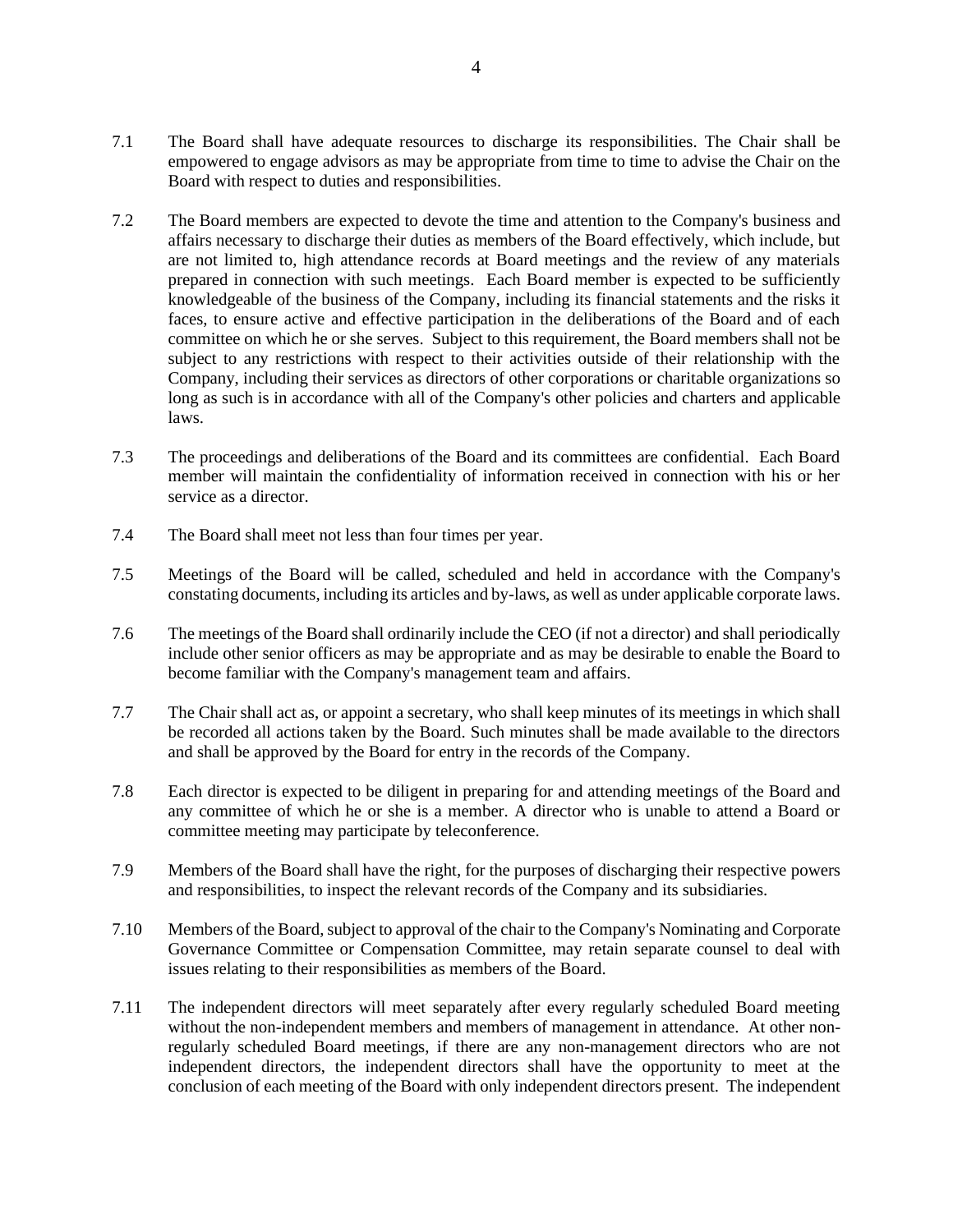7.1 The Board shall have adequate resources to discharge its responsibilities. The Chair shall be empowered to engage advisors as may be appropriate from time to time to advise the Chair on the Board with respect to duties and responsibilities.

7.2 The Board members are expected to devote the time and attention to the Company's business and affairs necessary to discharge their duties as members of the Board effectively, which include, but are not limited to, high attendance records at Board meetings and the review of any materials prepared in connection with such meetings. Each Board member is expected to be sufficiently knowledgeable of the business of the Company, including its financial statements and the risks it faces, to ensure active and effective participation in the deliberations of the Board and of each committee on which he or she serves. Subject to this requirement, the Board members shall not be subject to any restrictions with respect to their activities outside of their relationship with the Company, including their services as directors of other corporations or charitable organizations so long as such is in accordance with all of the Company's other policies and charters and applicable laws.

7.3 The proceedings and deliberations of the Board and its committees are confidential. Each Board member will maintain the confidentiality of information received in connection with his or her service as a director.

7.4 The Board shall meet not less than four times per year.

7.5 Meetings of the Board will be called, scheduled and held in accordance with the Company's constating documents, including its articles and by-laws, as well as under applicable corporate laws.

7.6 The meetings of the Board shall ordinarily include the CEO (if not a director) and shall periodically include other senior officers as may be appropriate and as may be desirable to enable the Board to become familiar with the Company's management team and affairs.

7.7 The Chair shall act as, or appoint a secretary, who shall keep minutes of its meetings in which shall be recorded all actions taken by the Board. Such minutes shall be made available to the directors and shall be approved by the Board for entry in the records of the Company.

7.8 Each director is expected to be diligent in preparing for and attending meetings of the Board and any committee of which he or she is a member. A director who is unable to attend a Board or committee meeting may participate by teleconference.

7.9 Members of the Board shall have the right, for the purposes of discharging their respective powers and responsibilities, to inspect the relevant records of the Company and its subsidiaries.

7.10 Members of the Board, subject to approval of the chair to the Company's Nominating and Corporate Governance Committee or Compensation Committee, may retain separate counsel to deal with issues relating to their responsibilities as members of the Board.

7.11 The independent directors will meet separately after every regularly scheduled Board meeting without the non-independent members and members of management in attendance. At other non-regularly scheduled Board meetings, if there are any non-management directors who are not independent directors, the independent directors shall have the opportunity to meet at the conclusion of each meeting of the Board with only independent directors present. The independent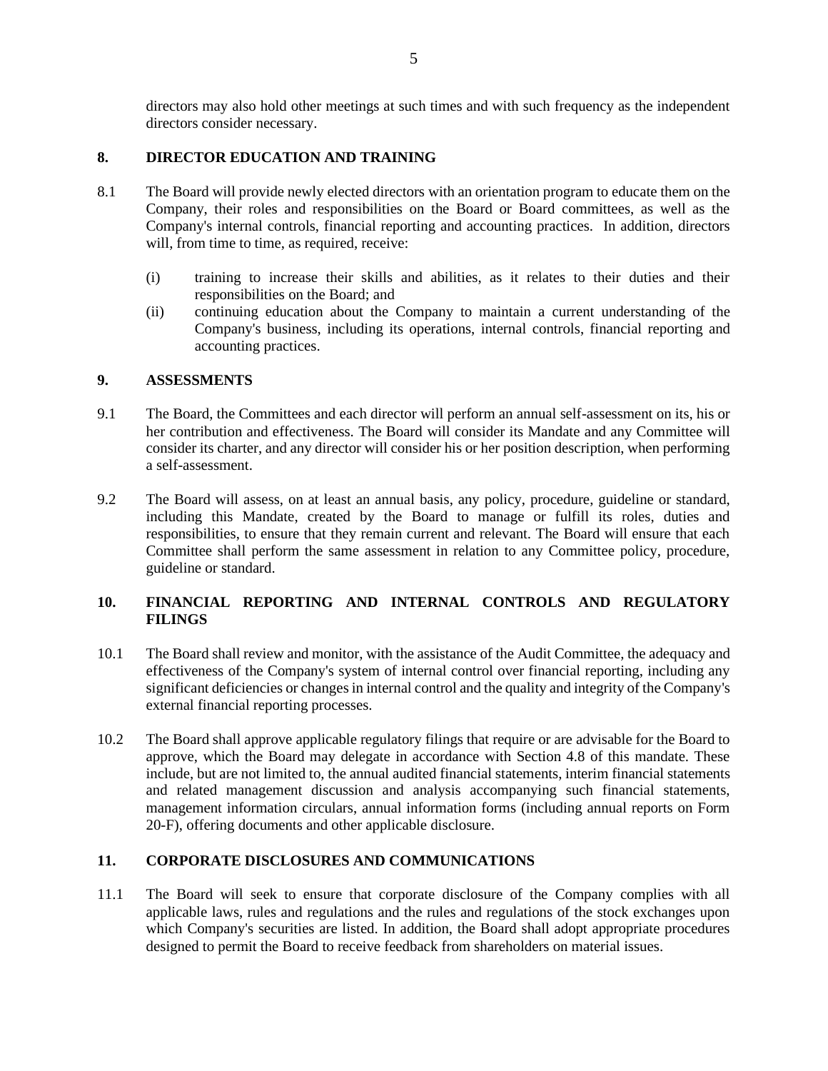directors may also hold other meetings at such times and with such frequency as the independent directors consider necessary.

## 8. DIRECTOR EDUCATION AND TRAINING

8.1 The Board will provide newly elected directors with an orientation program to educate them on the Company, their roles and responsibilities on the Board or Board committees, as well as the Company's internal controls, financial reporting and accounting practices. In addition, directors will, from time to time, as required, receive:

(i) training to increase their skills and abilities, as it relates to their duties and their responsibilities on the Board; and

(ii) continuing education about the Company to maintain a current understanding of the Company's business, including its operations, internal controls, financial reporting and accounting practices.

## 9. ASSESSMENTS

9.1 The Board, the Committees and each director will perform an annual self-assessment on its, his or her contribution and effectiveness. The Board will consider its Mandate and any Committee will consider its charter, and any director will consider his or her position description, when performing a self-assessment.

9.2 The Board will assess, on at least an annual basis, any policy, procedure, guideline or standard, including this Mandate, created by the Board to manage or fulfill its roles, duties and responsibilities, to ensure that they remain current and relevant. The Board will ensure that each Committee shall perform the same assessment in relation to any Committee policy, procedure, guideline or standard.

## 10. FINANCIAL REPORTING AND INTERNAL CONTROLS AND REGULATORY FILINGS

10.1 The Board shall review and monitor, with the assistance of the Audit Committee, the adequacy and effectiveness of the Company's system of internal control over financial reporting, including any significant deficiencies or changes in internal control and the quality and integrity of the Company's external financial reporting processes.

10.2 The Board shall approve applicable regulatory filings that require or are advisable for the Board to approve, which the Board may delegate in accordance with Section 4.8 of this mandate. These include, but are not limited to, the annual audited financial statements, interim financial statements and related management discussion and analysis accompanying such financial statements, management information circulars, annual information forms (including annual reports on Form 20-F), offering documents and other applicable disclosure.

## 11. CORPORATE DISCLOSURES AND COMMUNICATIONS

11.1 The Board will seek to ensure that corporate disclosure of the Company complies with all applicable laws, rules and regulations and the rules and regulations of the stock exchanges upon which Company's securities are listed. In addition, the Board shall adopt appropriate procedures designed to permit the Board to receive feedback from shareholders on material issues.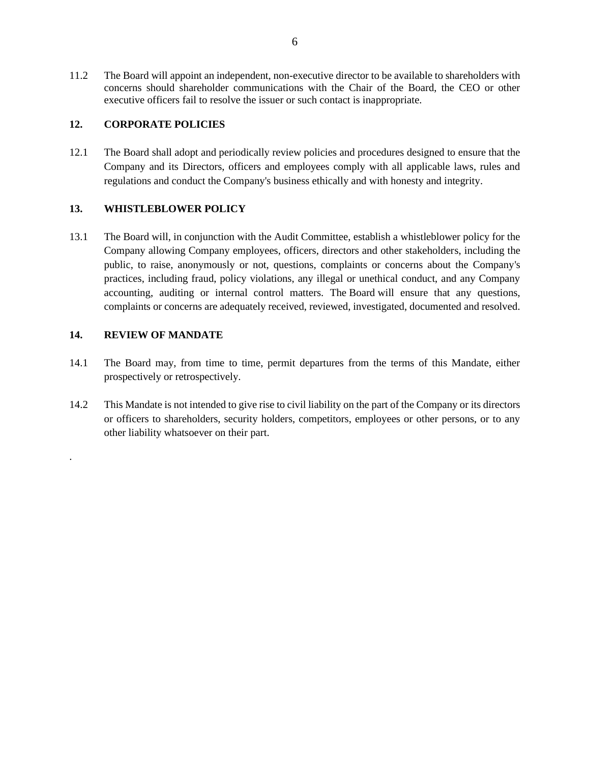11.2 The Board will appoint an independent, non-executive director to be available to shareholders with concerns should shareholder communications with the Chair of the Board, the CEO or other executive officers fail to resolve the issuer or such contact is inappropriate.

## 12. CORPORATE POLICIES

12.1 The Board shall adopt and periodically review policies and procedures designed to ensure that the Company and its Directors, officers and employees comply with all applicable laws, rules and regulations and conduct the Company's business ethically and with honesty and integrity.

## 13. WHISTLEBLOWER POLICY

13.1 The Board will, in conjunction with the Audit Committee, establish a whistleblower policy for the Company allowing Company employees, officers, directors and other stakeholders, including the public, to raise, anonymously or not, questions, complaints or concerns about the Company's practices, including fraud, policy violations, any illegal or unethical conduct, and any Company accounting, auditing or internal control matters. The Board will ensure that any questions, complaints or concerns are adequately received, reviewed, investigated, documented and resolved.

## 14. REVIEW OF MANDATE

14.1 The Board may, from time to time, permit departures from the terms of this Mandate, either prospectively or retrospectively.

14.2 This Mandate is not intended to give rise to civil liability on the part of the Company or its directors or officers to shareholders, security holders, competitors, employees or other persons, or to any other liability whatsoever on their part.

.